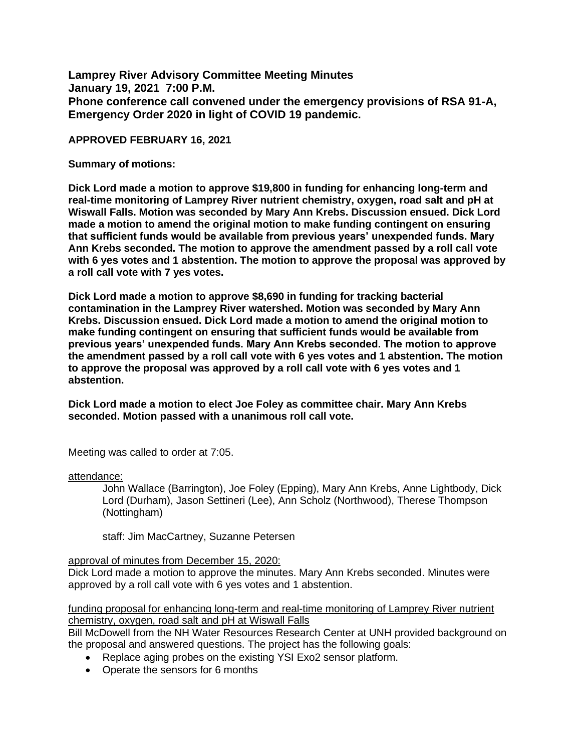**Lamprey River Advisory Committee Meeting Minutes**
**January 19, 2021 7:00 P.M.**
**Phone conference call convened under the emergency provisions of RSA 91-A, Emergency Order 2020 in light of COVID 19 pandemic.**

**APPROVED FEBRUARY 16, 2021**

**Summary of motions:**

**Dick Lord made a motion to approve $19,800 in funding for enhancing long-term and real-time monitoring of Lamprey River nutrient chemistry, oxygen, road salt and pH at Wiswall Falls. Motion was seconded by Mary Ann Krebs. Discussion ensued. Dick Lord made a motion to amend the original motion to make funding contingent on ensuring that sufficient funds would be available from previous years' unexpended funds. Mary Ann Krebs seconded. The motion to approve the amendment passed by a roll call vote with 6 yes votes and 1 abstention. The motion to approve the proposal was approved by a roll call vote with 7 yes votes.**

**Dick Lord made a motion to approve $8,690 in funding for tracking bacterial contamination in the Lamprey River watershed. Motion was seconded by Mary Ann Krebs. Discussion ensued. Dick Lord made a motion to amend the original motion to make funding contingent on ensuring that sufficient funds would be available from previous years' unexpended funds. Mary Ann Krebs seconded. The motion to approve the amendment passed by a roll call vote with 6 yes votes and 1 abstention. The motion to approve the proposal was approved by a roll call vote with 6 yes votes and 1 abstention.**

**Dick Lord made a motion to elect Joe Foley as committee chair. Mary Ann Krebs seconded. Motion passed with a unanimous roll call vote.**

Meeting was called to order at 7:05.

attendance:

John Wallace (Barrington), Joe Foley (Epping), Mary Ann Krebs, Anne Lightbody, Dick Lord (Durham), Jason Settineri (Lee), Ann Scholz (Northwood), Therese Thompson (Nottingham)

staff: Jim MacCartney, Suzanne Petersen

approval of minutes from December 15, 2020:

Dick Lord made a motion to approve the minutes. Mary Ann Krebs seconded. Minutes were approved by a roll call vote with 6 yes votes and 1 abstention.

funding proposal for enhancing long-term and real-time monitoring of Lamprey River nutrient chemistry, oxygen, road salt and pH at Wiswall Falls

Bill McDowell from the NH Water Resources Research Center at UNH provided background on the proposal and answered questions. The project has the following goals:

- Replace aging probes on the existing YSI Exo2 sensor platform.
- Operate the sensors for 6 months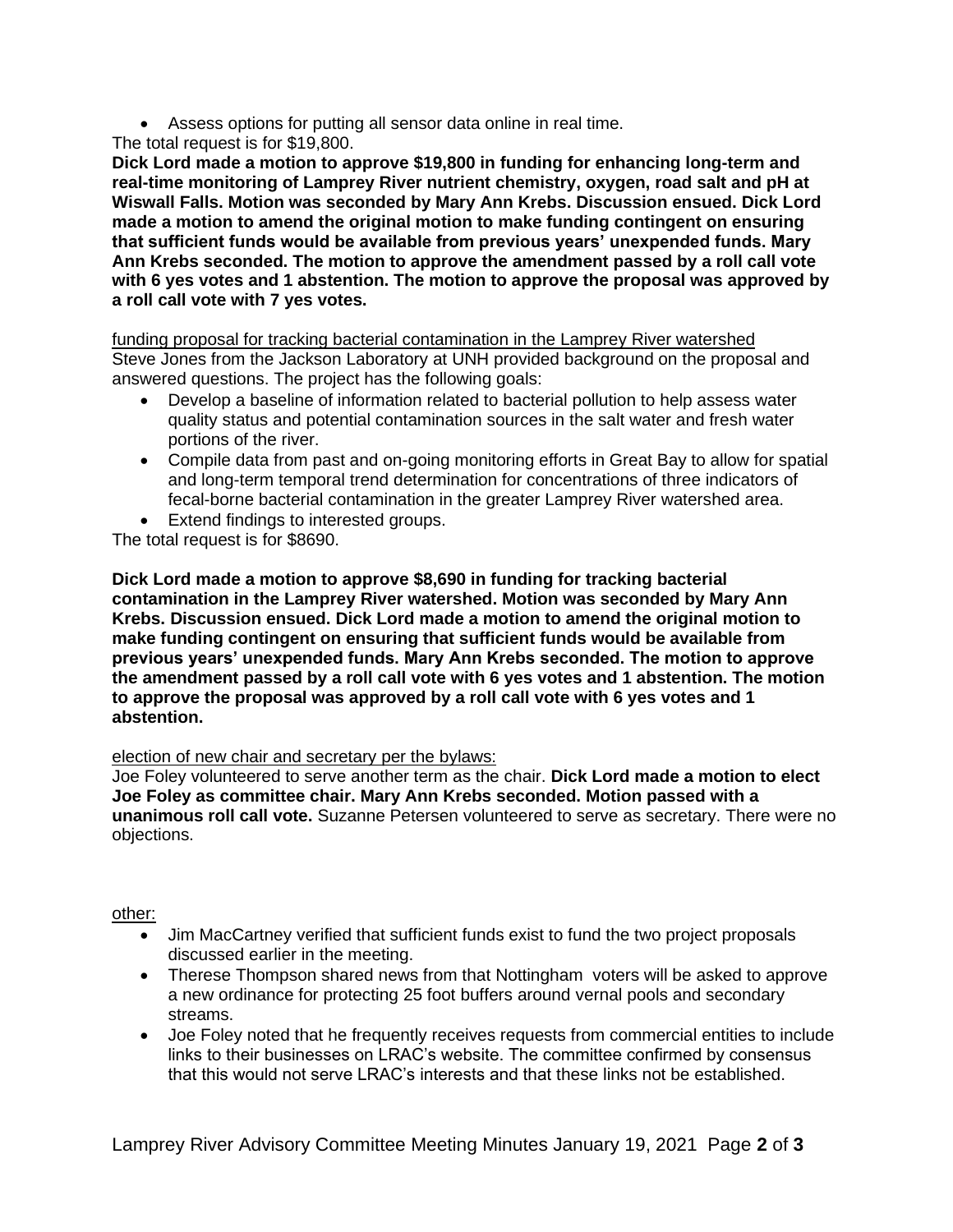- Assess options for putting all sensor data online in real time.

The total request is for $19,800.

**Dick Lord made a motion to approve $19,800 in funding for enhancing long-term and real-time monitoring of Lamprey River nutrient chemistry, oxygen, road salt and pH at Wiswall Falls. Motion was seconded by Mary Ann Krebs. Discussion ensued. Dick Lord made a motion to amend the original motion to make funding contingent on ensuring that sufficient funds would be available from previous years' unexpended funds. Mary Ann Krebs seconded. The motion to approve the amendment passed by a roll call vote with 6 yes votes and 1 abstention. The motion to approve the proposal was approved by a roll call vote with 7 yes votes.**

<u>funding proposal for tracking bacterial contamination in the Lamprey River watershed</u>

Steve Jones from the Jackson Laboratory at UNH provided background on the proposal and answered questions. The project has the following goals:

- Develop a baseline of information related to bacterial pollution to help assess water quality status and potential contamination sources in the salt water and fresh water portions of the river.
- Compile data from past and on-going monitoring efforts in Great Bay to allow for spatial and long-term temporal trend determination for concentrations of three indicators of fecal-borne bacterial contamination in the greater Lamprey River watershed area.
- Extend findings to interested groups.

The total request is for $8690.

**Dick Lord made a motion to approve $8,690 in funding for tracking bacterial contamination in the Lamprey River watershed. Motion was seconded by Mary Ann Krebs. Discussion ensued. Dick Lord made a motion to amend the original motion to make funding contingent on ensuring that sufficient funds would be available from previous years' unexpended funds. Mary Ann Krebs seconded. The motion to approve the amendment passed by a roll call vote with 6 yes votes and 1 abstention. The motion to approve the proposal was approved by a roll call vote with 6 yes votes and 1 abstention.**

<u>election of new chair and secretary per the bylaws:</u>

Joe Foley volunteered to serve another term as the chair. **Dick Lord made a motion to elect Joe Foley as committee chair. Mary Ann Krebs seconded. Motion passed with a unanimous roll call vote.** Suzanne Petersen volunteered to serve as secretary. There were no objections.

<u>other:</u>

- Jim MacCartney verified that sufficient funds exist to fund the two project proposals discussed earlier in the meeting.
- Therese Thompson shared news from that Nottingham voters will be asked to approve a new ordinance for protecting 25 foot buffers around vernal pools and secondary streams.
- Joe Foley noted that he frequently receives requests from commercial entities to include links to their businesses on LRAC's website. The committee confirmed by consensus that this would not serve LRAC's interests and that these links not be established.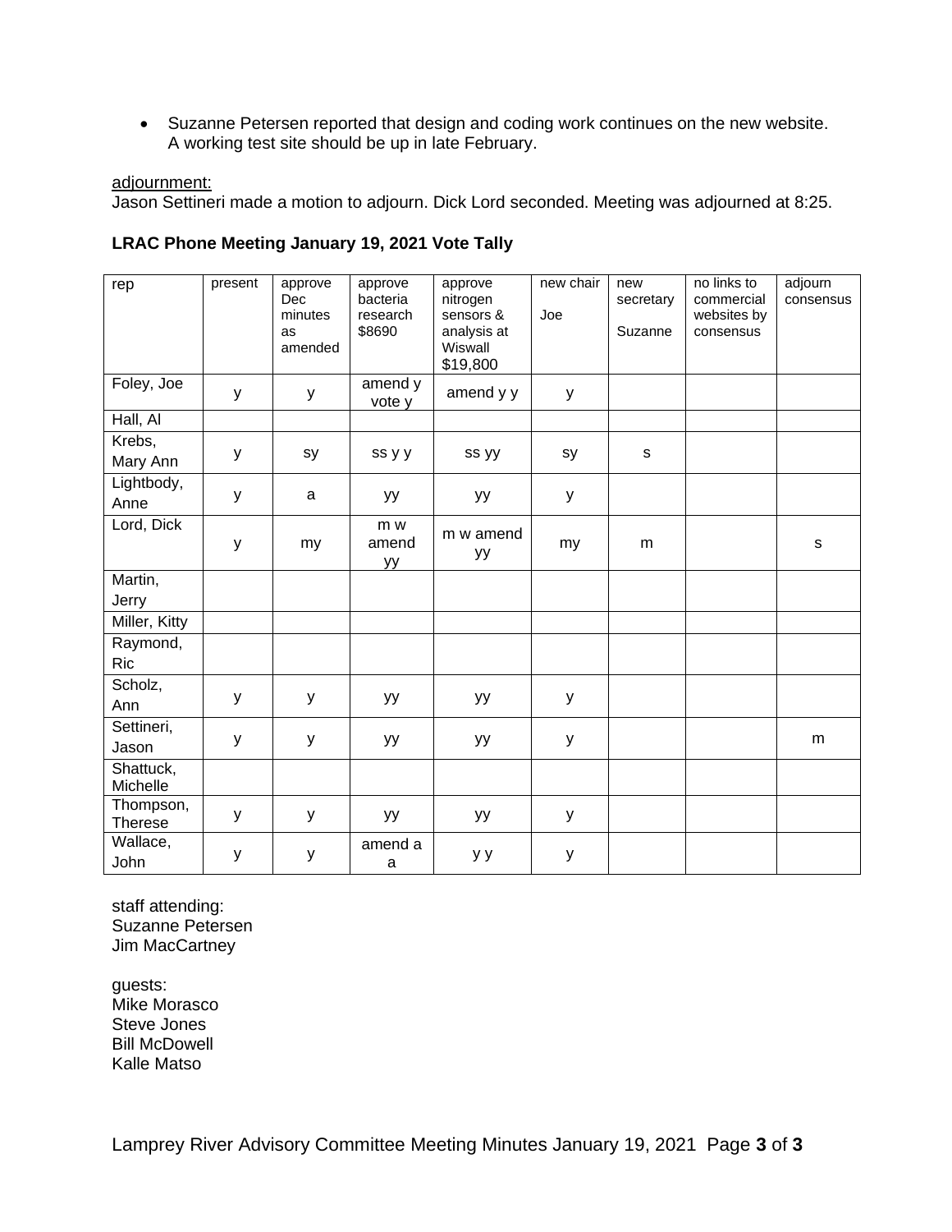- Suzanne Petersen reported that design and coding work continues on the new website. A working test site should be up in late February.

adjournment:
Jason Settineri made a motion to adjourn. Dick Lord seconded. Meeting was adjourned at 8:25.

**LRAC Phone Meeting January 19, 2021 Vote Tally**

| rep | present | approve Dec minutes as amended | approve bacteria research $8690 | approve nitrogen sensors & analysis at Wiswall $19,800 | new chair Joe | new secretary Suzanne | no links to commercial websites by consensus | adjourn consensus |
|---|---|---|---|---|---|---|---|---|
| Foley, Joe | y | y | amend y vote y | amend y y | y | | | |
| Hall, Al | | | | | | | | |
| Krebs, Mary Ann | y | sy | ss y y | ss yy | sy | s | | |
| Lightbody, Anne | y | a | yy | yy | y | | | |
| Lord, Dick | y | my | m w amend yy | m w amend yy | my | m | | s |
| Martin, Jerry | | | | | | | | |
| Miller, Kitty | | | | | | | | |
| Raymond, Ric | | | | | | | | |
| Scholz, Ann | y | y | yy | yy | y | | | |
| Settineri, Jason | y | y | yy | yy | y | | | m |
| Shattuck, Michelle | | | | | | | | |
| Thompson, Therese | y | y | yy | yy | y | | | |
| Wallace, John | y | y | amend a a | y y | y | | | |

staff attending:
Suzanne Petersen
Jim MacCartney

guests:
Mike Morasco
Steve Jones
Bill McDowell
Kalle Matso